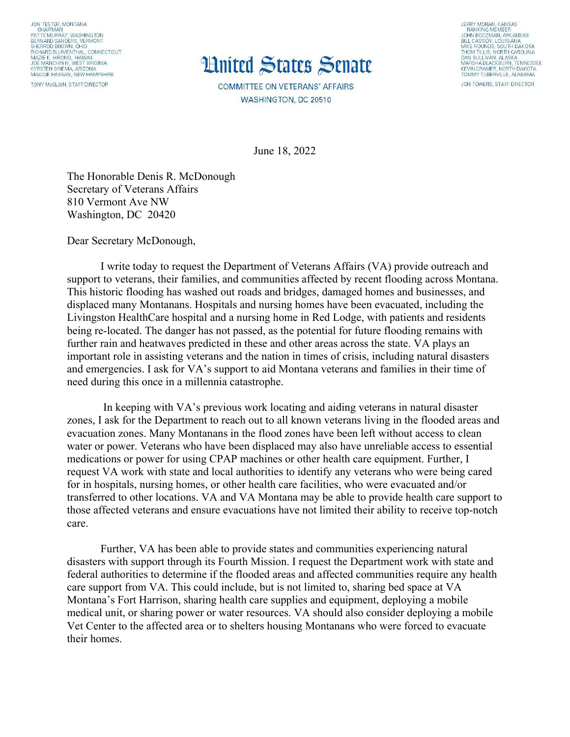JON TESTER, MONTANA
CHAIRMAN
PATTY MURRAY, WASHINGTON
BERNARD SANDERS, VERMONT
SHERROD BROWN, OHIO
RICHARD BLUMENTHAL, CONNECTICUT
MAZIE K. HIRONO, HAWAII
JOE MANCHIN III, WEST VIRGINIA
KYRSTEN SINEMA, ARIZONA
MAGGIE HASSAN, NEW HAMPSHIRE

TONY McCLAIN, STAFF DIRECTOR

# United States Senate

COMMITTEE ON VETERANS' AFFAIRS
WASHINGTON, DC 20510

JERRY MORAN, KANSAS
RANKING MEMBER
JOHN BOOZMAN, ARKANSAS
BILL CASSIDY, LOUISIANA
MIKE ROUNDS, SOUTH DAKOTA
THOM TILLIS, NORTH CAROLINA
DAN SULLIVAN, ALASKA
MARSHA BLACKBURN, TENNESSEE
KEVIN CRAMER, NORTH DAKOTA
TOMMY TUBERVILLE, ALABAMA

JON TOWERS, STAFF DIRECTOR

June 18, 2022

The Honorable Denis R. McDonough
Secretary of Veterans Affairs
810 Vermont Ave NW
Washington, DC 20420

Dear Secretary McDonough,

I write today to request the Department of Veterans Affairs (VA) provide outreach and support to veterans, their families, and communities affected by recent flooding across Montana. This historic flooding has washed out roads and bridges, damaged homes and businesses, and displaced many Montanans. Hospitals and nursing homes have been evacuated, including the Livingston HealthCare hospital and a nursing home in Red Lodge, with patients and residents being re-located. The danger has not passed, as the potential for future flooding remains with further rain and heatwaves predicted in these and other areas across the state. VA plays an important role in assisting veterans and the nation in times of crisis, including natural disasters and emergencies. I ask for VA's support to aid Montana veterans and families in their time of need during this once in a millennia catastrophe.

In keeping with VA's previous work locating and aiding veterans in natural disaster zones, I ask for the Department to reach out to all known veterans living in the flooded areas and evacuation zones. Many Montanans in the flood zones have been left without access to clean water or power. Veterans who have been displaced may also have unreliable access to essential medications or power for using CPAP machines or other health care equipment. Further, I request VA work with state and local authorities to identify any veterans who were being cared for in hospitals, nursing homes, or other health care facilities, who were evacuated and/or transferred to other locations. VA and VA Montana may be able to provide health care support to those affected veterans and ensure evacuations have not limited their ability to receive top-notch care.

Further, VA has been able to provide states and communities experiencing natural disasters with support through its Fourth Mission. I request the Department work with state and federal authorities to determine if the flooded areas and affected communities require any health care support from VA. This could include, but is not limited to, sharing bed space at VA Montana's Fort Harrison, sharing health care supplies and equipment, deploying a mobile medical unit, or sharing power or water resources. VA should also consider deploying a mobile Vet Center to the affected area or to shelters housing Montanans who were forced to evacuate their homes.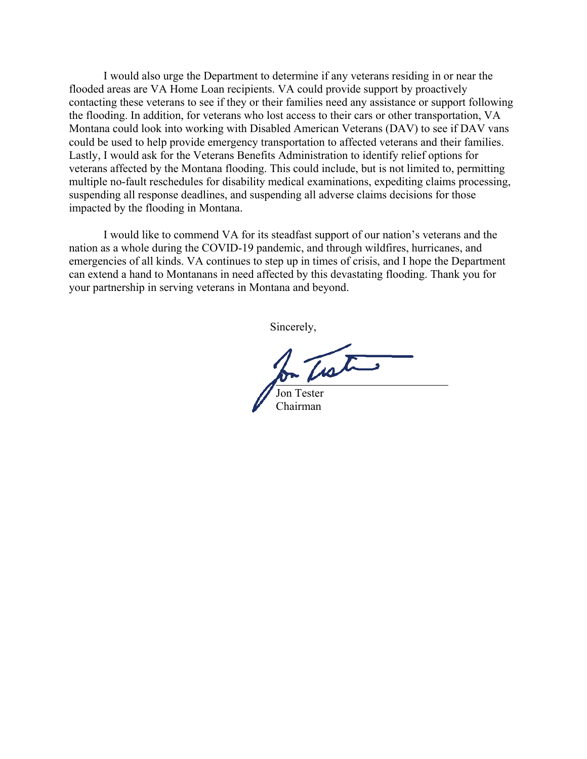I would also urge the Department to determine if any veterans residing in or near the flooded areas are VA Home Loan recipients. VA could provide support by proactively contacting these veterans to see if they or their families need any assistance or support following the flooding. In addition, for veterans who lost access to their cars or other transportation, VA Montana could look into working with Disabled American Veterans (DAV) to see if DAV vans could be used to help provide emergency transportation to affected veterans and their families. Lastly, I would ask for the Veterans Benefits Administration to identify relief options for veterans affected by the Montana flooding. This could include, but is not limited to, permitting multiple no-fault reschedules for disability medical examinations, expediting claims processing, suspending all response deadlines, and suspending all adverse claims decisions for those impacted by the flooding in Montana.

I would like to commend VA for its steadfast support of our nation's veterans and the nation as a whole during the COVID-19 pandemic, and through wildfires, hurricanes, and emergencies of all kinds. VA continues to step up in times of crisis, and I hope the Department can extend a hand to Montanans in need affected by this devastating flooding. Thank you for your partnership in serving veterans in Montana and beyond.

Sincerely,

Jon Tester
Chairman